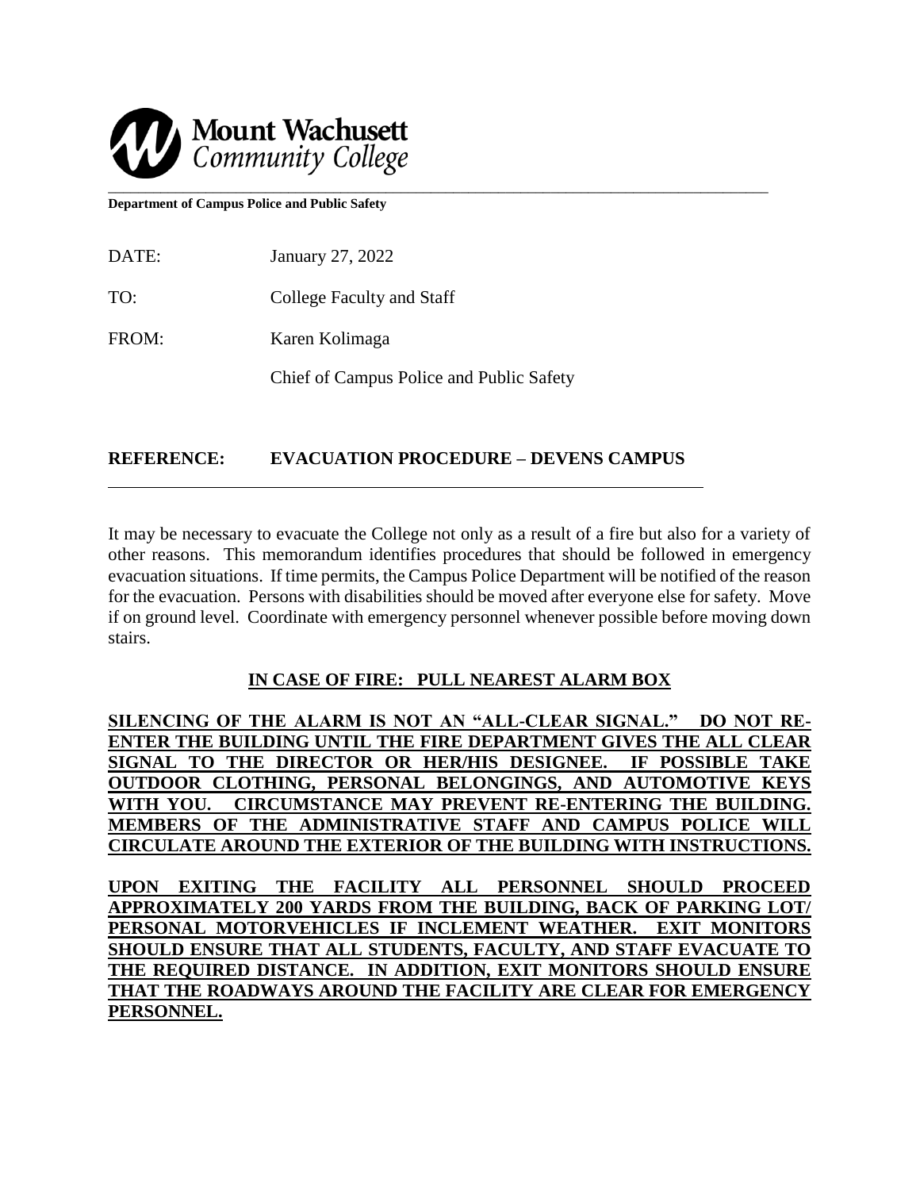**Mount Wachusett**
*Community College*

**Department of Campus Police and Public Safety**

DATE: January 27, 2022

TO: College Faculty and Staff

FROM: Karen Kolimaga

Chief of Campus Police and Public Safety

**REFERENCE: EVACUATION PROCEDURE – DEVENS CAMPUS**

It may be necessary to evacuate the College not only as a result of a fire but also for a variety of other reasons. This memorandum identifies procedures that should be followed in emergency evacuation situations. If time permits, the Campus Police Department will be notified of the reason for the evacuation. Persons with disabilities should be moved after everyone else for safety. Move if on ground level. Coordinate with emergency personnel whenever possible before moving down stairs.

**<u>IN CASE OF FIRE: PULL NEAREST ALARM BOX</u>**

**<u>SILENCING OF THE ALARM IS NOT AN "ALL-CLEAR SIGNAL." DO NOT RE-ENTER THE BUILDING UNTIL THE FIRE DEPARTMENT GIVES THE ALL CLEAR SIGNAL TO THE DIRECTOR OR HER/HIS DESIGNEE. IF POSSIBLE TAKE OUTDOOR CLOTHING, PERSONAL BELONGINGS, AND AUTOMOTIVE KEYS WITH YOU. CIRCUMSTANCE MAY PREVENT RE-ENTERING THE BUILDING. MEMBERS OF THE ADMINISTRATIVE STAFF AND CAMPUS POLICE WILL CIRCULATE AROUND THE EXTERIOR OF THE BUILDING WITH INSTRUCTIONS.</u>**

**<u>UPON EXITING THE FACILITY ALL PERSONNEL SHOULD PROCEED APPROXIMATELY 200 YARDS FROM THE BUILDING, BACK OF PARKING LOT/ PERSONAL MOTORVEHICLES IF INCLEMENT WEATHER. EXIT MONITORS SHOULD ENSURE THAT ALL STUDENTS, FACULTY, AND STAFF EVACUATE TO THE REQUIRED DISTANCE. IN ADDITION, EXIT MONITORS SHOULD ENSURE THAT THE ROADWAYS AROUND THE FACILITY ARE CLEAR FOR EMERGENCY PERSONNEL.</u>**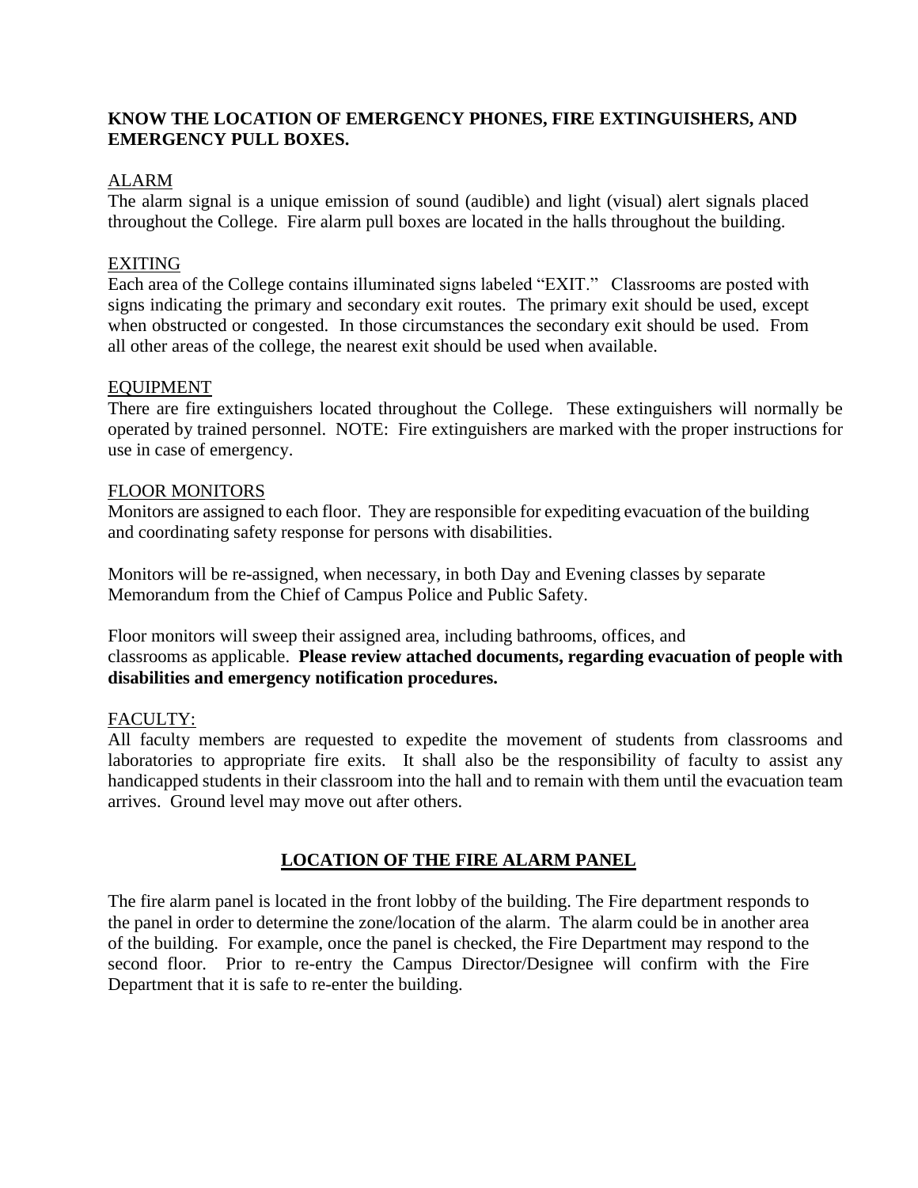**KNOW THE LOCATION OF EMERGENCY PHONES, FIRE EXTINGUISHERS, AND EMERGENCY PULL BOXES.**

<u>ALARM</u>
The alarm signal is a unique emission of sound (audible) and light (visual) alert signals placed throughout the College. Fire alarm pull boxes are located in the halls throughout the building.

<u>EXITING</u>
Each area of the College contains illuminated signs labeled "EXIT." Classrooms are posted with signs indicating the primary and secondary exit routes. The primary exit should be used, except when obstructed or congested. In those circumstances the secondary exit should be used. From all other areas of the college, the nearest exit should be used when available.

<u>EQUIPMENT</u>
There are fire extinguishers located throughout the College. These extinguishers will normally be operated by trained personnel. NOTE: Fire extinguishers are marked with the proper instructions for use in case of emergency.

<u>FLOOR MONITORS</u>
Monitors are assigned to each floor. They are responsible for expediting evacuation of the building and coordinating safety response for persons with disabilities.

Monitors will be re-assigned, when necessary, in both Day and Evening classes by separate Memorandum from the Chief of Campus Police and Public Safety.

Floor monitors will sweep their assigned area, including bathrooms, offices, and classrooms as applicable. **Please review attached documents, regarding evacuation of people with disabilities and emergency notification procedures.**

<u>FACULTY:</u>
All faculty members are requested to expedite the movement of students from classrooms and laboratories to appropriate fire exits. It shall also be the responsibility of faculty to assist any handicapped students in their classroom into the hall and to remain with them until the evacuation team arrives. Ground level may move out after others.

## <u>LOCATION OF THE FIRE ALARM PANEL</u>

The fire alarm panel is located in the front lobby of the building. The Fire department responds to the panel in order to determine the zone/location of the alarm. The alarm could be in another area of the building. For example, once the panel is checked, the Fire Department may respond to the second floor. Prior to re-entry the Campus Director/Designee will confirm with the Fire Department that it is safe to re-enter the building.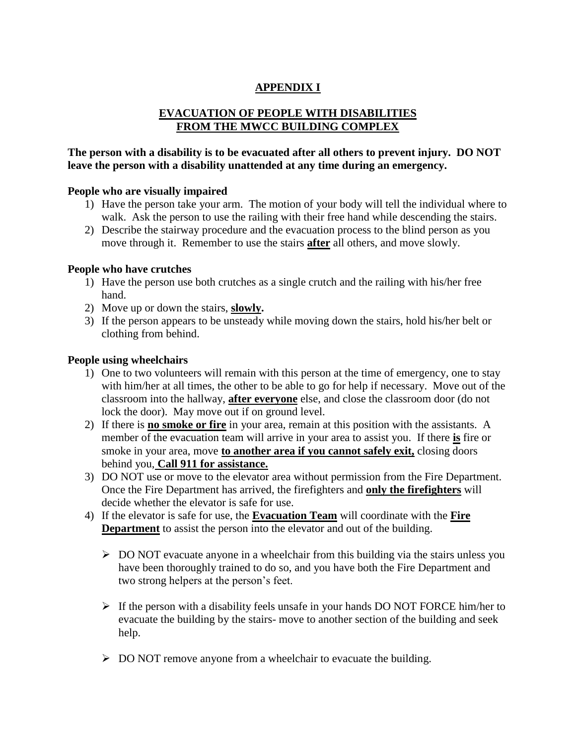# APPENDIX I

## EVACUATION OF PEOPLE WITH DISABILITIES FROM THE MWCC BUILDING COMPLEX

**The person with a disability is to be evacuated after all others to prevent injury. DO NOT leave the person with a disability unattended at any time during an emergency.**

**People who are visually impaired**

1) Have the person take your arm. The motion of your body will tell the individual where to walk. Ask the person to use the railing with their free hand while descending the stairs.
2) Describe the stairway procedure and the evacuation process to the blind person as you move through it. Remember to use the stairs **after** all others, and move slowly.

**People who have crutches**

1) Have the person use both crutches as a single crutch and the railing with his/her free hand.
2) Move up or down the stairs, **slowly.**
3) If the person appears to be unsteady while moving down the stairs, hold his/her belt or clothing from behind.

**People using wheelchairs**

1) One to two volunteers will remain with this person at the time of emergency, one to stay with him/her at all times, the other to be able to go for help if necessary. Move out of the classroom into the hallway, **after everyone** else, and close the classroom door (do not lock the door). May move out if on ground level.
2) If there is **no smoke or fire** in your area, remain at this position with the assistants. A member of the evacuation team will arrive in your area to assist you. If there **is** fire or smoke in your area, move **to another area if you cannot safely exit,** closing doors behind you, **Call 911 for assistance.**
3) DO NOT use or move to the elevator area without permission from the Fire Department. Once the Fire Department has arrived, the firefighters and **only the firefighters** will decide whether the elevator is safe for use.
4) If the elevator is safe for use, the **Evacuation Team** will coordinate with the **Fire Department** to assist the person into the elevator and out of the building.

    - DO NOT evacuate anyone in a wheelchair from this building via the stairs unless you have been thoroughly trained to do so, and you have both the Fire Department and two strong helpers at the person's feet.

    - If the person with a disability feels unsafe in your hands DO NOT FORCE him/her to evacuate the building by the stairs- move to another section of the building and seek help.

    - DO NOT remove anyone from a wheelchair to evacuate the building.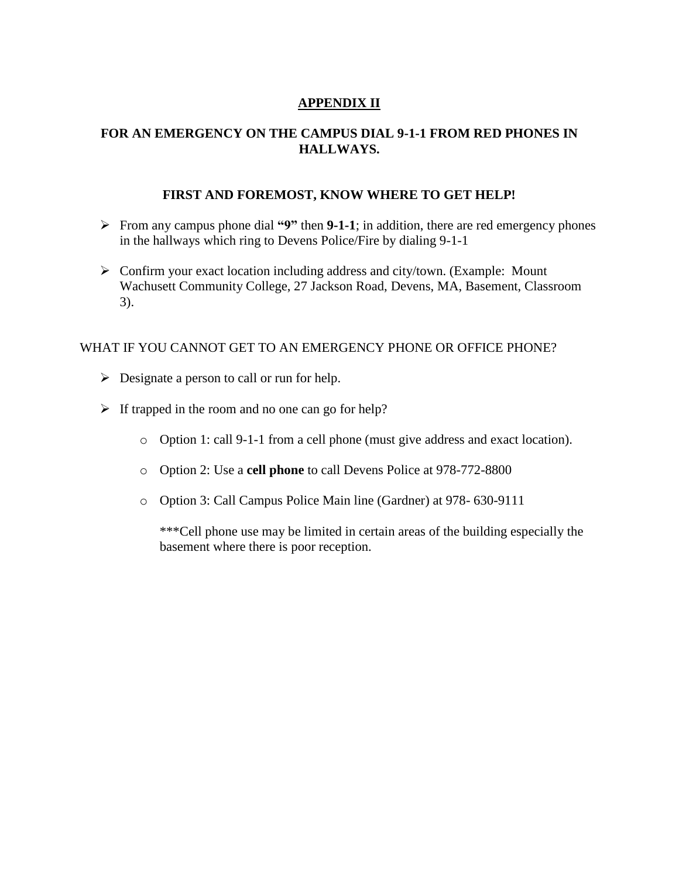# APPENDIX II

## FOR AN EMERGENCY ON THE CAMPUS DIAL 9-1-1 FROM RED PHONES IN HALLWAYS.

### FIRST AND FOREMOST, KNOW WHERE TO GET HELP!

- From any campus phone dial **"9"** then **9-1-1**; in addition, there are red emergency phones in the hallways which ring to Devens Police/Fire by dialing 9-1-1
- Confirm your exact location including address and city/town. (Example: Mount Wachusett Community College, 27 Jackson Road, Devens, MA, Basement, Classroom 3).

WHAT IF YOU CANNOT GET TO AN EMERGENCY PHONE OR OFFICE PHONE?

- Designate a person to call or run for help.
- If trapped in the room and no one can go for help?
  - Option 1: call 9-1-1 from a cell phone (must give address and exact location).
  - Option 2: Use a **cell phone** to call Devens Police at 978-772-8800
  - Option 3: Call Campus Police Main line (Gardner) at 978- 630-9111

    ***Cell phone use may be limited in certain areas of the building especially the basement where there is poor reception.